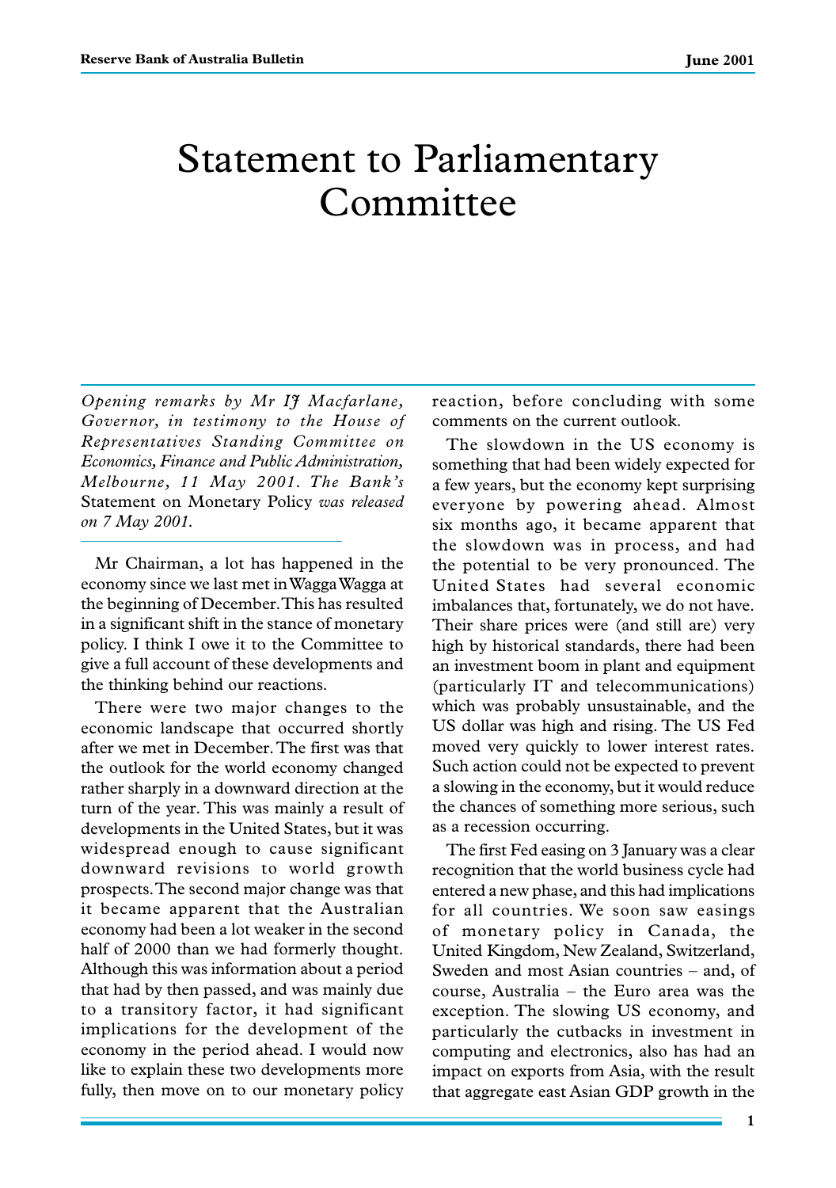# Statement to Parliamentary Committee

*Opening remarks by Mr IJ Macfarlane, Governor, in testimony to the House of Representatives Standing Committee on Economics, Finance and Public Administration, Melbourne, 11 May 2001. The Bank's* Statement on Monetary Policy *was released on 7 May 2001.*

---

Mr Chairman, a lot has happened in the economy since we last met in Wagga Wagga at the beginning of December. This has resulted in a significant shift in the stance of monetary policy. I think I owe it to the Committee to give a full account of these developments and the thinking behind our reactions.

There were two major changes to the economic landscape that occurred shortly after we met in December. The first was that the outlook for the world economy changed rather sharply in a downward direction at the turn of the year. This was mainly a result of developments in the United States, but it was widespread enough to cause significant downward revisions to world growth prospects. The second major change was that it became apparent that the Australian economy had been a lot weaker in the second half of 2000 than we had formerly thought. Although this was information about a period that had by then passed, and was mainly due to a transitory factor, it had significant implications for the development of the economy in the period ahead. I would now like to explain these two developments more fully, then move on to our monetary policy reaction, before concluding with some comments on the current outlook.

The slowdown in the US economy is something that had been widely expected for a few years, but the economy kept surprising everyone by powering ahead. Almost six months ago, it became apparent that the slowdown was in process, and had the potential to be very pronounced. The United States had several economic imbalances that, fortunately, we do not have. Their share prices were (and still are) very high by historical standards, there had been an investment boom in plant and equipment (particularly IT and telecommunications) which was probably unsustainable, and the US dollar was high and rising. The US Fed moved very quickly to lower interest rates. Such action could not be expected to prevent a slowing in the economy, but it would reduce the chances of something more serious, such as a recession occurring.

The first Fed easing on 3 January was a clear recognition that the world business cycle had entered a new phase, and this had implications for all countries. We soon saw easings of monetary policy in Canada, the United Kingdom, New Zealand, Switzerland, Sweden and most Asian countries – and, of course, Australia – the Euro area was the exception. The slowing US economy, and particularly the cutbacks in investment in computing and electronics, also has had an impact on exports from Asia, with the result that aggregate east Asian GDP growth in the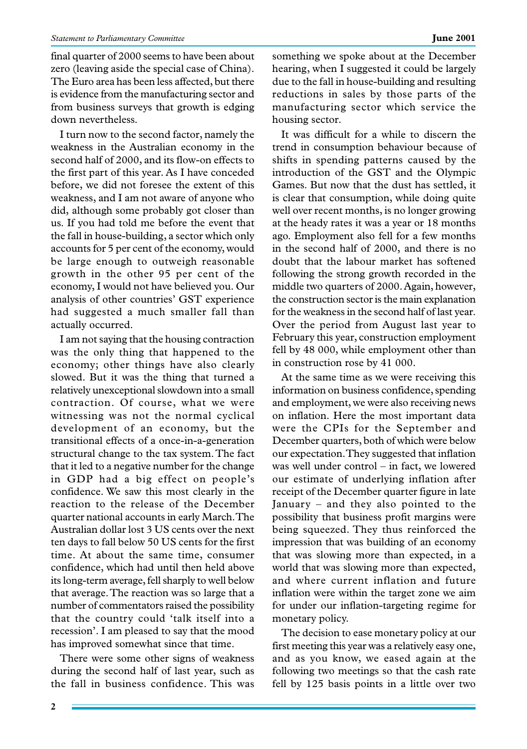final quarter of 2000 seems to have been about zero (leaving aside the special case of China). The Euro area has been less affected, but there is evidence from the manufacturing sector and from business surveys that growth is edging down nevertheless.

I turn now to the second factor, namely the weakness in the Australian economy in the second half of 2000, and its flow-on effects to the first part of this year. As I have conceded before, we did not foresee the extent of this weakness, and I am not aware of anyone who did, although some probably got closer than us. If you had told me before the event that the fall in house-building, a sector which only accounts for 5 per cent of the economy, would be large enough to outweigh reasonable growth in the other 95 per cent of the economy, I would not have believed you. Our analysis of other countries' GST experience had suggested a much smaller fall than actually occurred.

I am not saying that the housing contraction was the only thing that happened to the economy; other things have also clearly slowed. But it was the thing that turned a relatively unexceptional slowdown into a small contraction. Of course, what we were witnessing was not the normal cyclical development of an economy, but the transitional effects of a once-in-a-generation structural change to the tax system. The fact that it led to a negative number for the change in GDP had a big effect on people's confidence. We saw this most clearly in the reaction to the release of the December quarter national accounts in early March. The Australian dollar lost 3 US cents over the next ten days to fall below 50 US cents for the first time. At about the same time, consumer confidence, which had until then held above its long-term average, fell sharply to well below that average. The reaction was so large that a number of commentators raised the possibility that the country could 'talk itself into a recession'. I am pleased to say that the mood has improved somewhat since that time.

There were some other signs of weakness during the second half of last year, such as the fall in business confidence. This was something we spoke about at the December hearing, when I suggested it could be largely due to the fall in house-building and resulting reductions in sales by those parts of the manufacturing sector which service the housing sector.

It was difficult for a while to discern the trend in consumption behaviour because of shifts in spending patterns caused by the introduction of the GST and the Olympic Games. But now that the dust has settled, it is clear that consumption, while doing quite well over recent months, is no longer growing at the heady rates it was a year or 18 months ago. Employment also fell for a few months in the second half of 2000, and there is no doubt that the labour market has softened following the strong growth recorded in the middle two quarters of 2000. Again, however, the construction sector is the main explanation for the weakness in the second half of last year. Over the period from August last year to February this year, construction employment fell by 48 000, while employment other than in construction rose by 41 000.

At the same time as we were receiving this information on business confidence, spending and employment, we were also receiving news on inflation. Here the most important data were the CPIs for the September and December quarters, both of which were below our expectation. They suggested that inflation was well under control – in fact, we lowered our estimate of underlying inflation after receipt of the December quarter figure in late January – and they also pointed to the possibility that business profit margins were being squeezed. They thus reinforced the impression that was building of an economy that was slowing more than expected, in a world that was slowing more than expected, and where current inflation and future inflation were within the target zone we aim for under our inflation-targeting regime for monetary policy.

The decision to ease monetary policy at our first meeting this year was a relatively easy one, and as you know, we eased again at the following two meetings so that the cash rate fell by 125 basis points in a little over two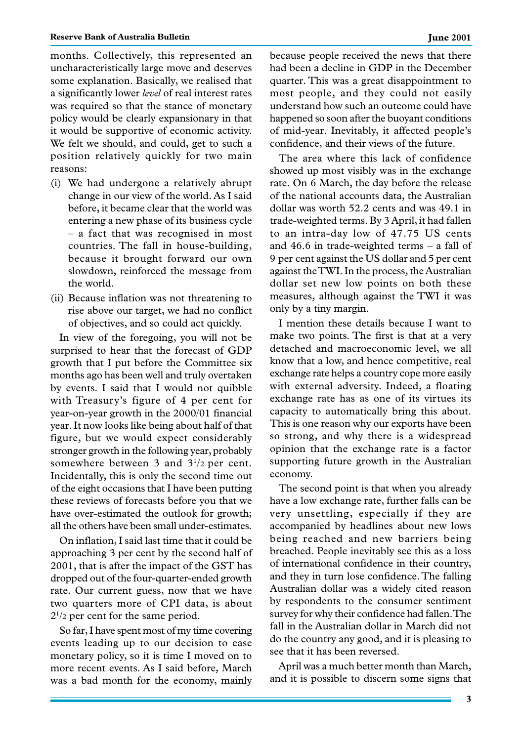months. Collectively, this represented an uncharacteristically large move and deserves some explanation. Basically, we realised that a significantly lower *level* of real interest rates was required so that the stance of monetary policy would be clearly expansionary in that it would be supportive of economic activity. We felt we should, and could, get to such a position relatively quickly for two main reasons:

(i) We had undergone a relatively abrupt change in our view of the world. As I said before, it became clear that the world was entering a new phase of its business cycle – a fact that was recognised in most countries. The fall in house-building, because it brought forward our own slowdown, reinforced the message from the world.

(ii) Because inflation was not threatening to rise above our target, we had no conflict of objectives, and so could act quickly.

In view of the foregoing, you will not be surprised to hear that the forecast of GDP growth that I put before the Committee six months ago has been well and truly overtaken by events. I said that I would not quibble with Treasury's figure of 4 per cent for year-on-year growth in the 2000/01 financial year. It now looks like being about half of that figure, but we would expect considerably stronger growth in the following year, probably somewhere between 3 and 3½ per cent. Incidentally, this is only the second time out of the eight occasions that I have been putting these reviews of forecasts before you that we have over-estimated the outlook for growth; all the others have been small under-estimates.

On inflation, I said last time that it could be approaching 3 per cent by the second half of 2001, that is after the impact of the GST has dropped out of the four-quarter-ended growth rate. Our current guess, now that we have two quarters more of CPI data, is about 2½ per cent for the same period.

So far, I have spent most of my time covering events leading up to our decision to ease monetary policy, so it is time I moved on to more recent events. As I said before, March was a bad month for the economy, mainly because people received the news that there had been a decline in GDP in the December quarter. This was a great disappointment to most people, and they could not easily understand how such an outcome could have happened so soon after the buoyant conditions of mid-year. Inevitably, it affected people's confidence, and their views of the future.

The area where this lack of confidence showed up most visibly was in the exchange rate. On 6 March, the day before the release of the national accounts data, the Australian dollar was worth 52.2 cents and was 49.1 in trade-weighted terms. By 3 April, it had fallen to an intra-day low of 47.75 US cents and 46.6 in trade-weighted terms – a fall of 9 per cent against the US dollar and 5 per cent against the TWI. In the process, the Australian dollar set new low points on both these measures, although against the TWI it was only by a tiny margin.

I mention these details because I want to make two points. The first is that at a very detached and macroeconomic level, we all know that a low, and hence competitive, real exchange rate helps a country cope more easily with external adversity. Indeed, a floating exchange rate has as one of its virtues its capacity to automatically bring this about. This is one reason why our exports have been so strong, and why there is a widespread opinion that the exchange rate is a factor supporting future growth in the Australian economy.

The second point is that when you already have a low exchange rate, further falls can be very unsettling, especially if they are accompanied by headlines about new lows being reached and new barriers being breached. People inevitably see this as a loss of international confidence in their country, and they in turn lose confidence. The falling Australian dollar was a widely cited reason by respondents to the consumer sentiment survey for why their confidence had fallen. The fall in the Australian dollar in March did not do the country any good, and it is pleasing to see that it has been reversed.

April was a much better month than March, and it is possible to discern some signs that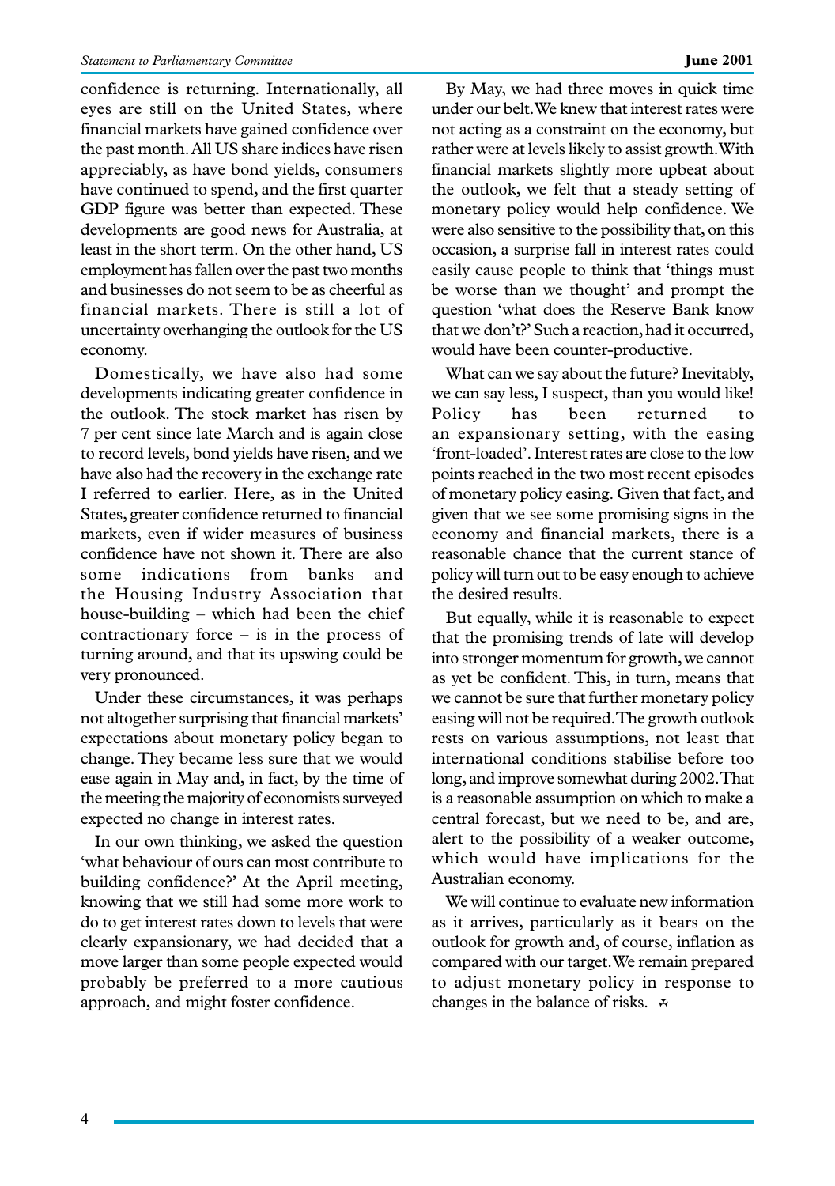confidence is returning. Internationally, all eyes are still on the United States, where financial markets have gained confidence over the past month. All US share indices have risen appreciably, as have bond yields, consumers have continued to spend, and the first quarter GDP figure was better than expected. These developments are good news for Australia, at least in the short term. On the other hand, US employment has fallen over the past two months and businesses do not seem to be as cheerful as financial markets. There is still a lot of uncertainty overhanging the outlook for the US economy.

Domestically, we have also had some developments indicating greater confidence in the outlook. The stock market has risen by 7 per cent since late March and is again close to record levels, bond yields have risen, and we have also had the recovery in the exchange rate I referred to earlier. Here, as in the United States, greater confidence returned to financial markets, even if wider measures of business confidence have not shown it. There are also some indications from banks and the Housing Industry Association that house-building – which had been the chief contractionary force – is in the process of turning around, and that its upswing could be very pronounced.

Under these circumstances, it was perhaps not altogether surprising that financial markets' expectations about monetary policy began to change. They became less sure that we would ease again in May and, in fact, by the time of the meeting the majority of economists surveyed expected no change in interest rates.

In our own thinking, we asked the question 'what behaviour of ours can most contribute to building confidence?' At the April meeting, knowing that we still had some more work to do to get interest rates down to levels that were clearly expansionary, we had decided that a move larger than some people expected would probably be preferred to a more cautious approach, and might foster confidence.

By May, we had three moves in quick time under our belt. We knew that interest rates were not acting as a constraint on the economy, but rather were at levels likely to assist growth. With financial markets slightly more upbeat about the outlook, we felt that a steady setting of monetary policy would help confidence. We were also sensitive to the possibility that, on this occasion, a surprise fall in interest rates could easily cause people to think that 'things must be worse than we thought' and prompt the question 'what does the Reserve Bank know that we don't?' Such a reaction, had it occurred, would have been counter-productive.

What can we say about the future? Inevitably, we can say less, I suspect, than you would like! Policy has been returned to an expansionary setting, with the easing 'front-loaded'. Interest rates are close to the low points reached in the two most recent episodes of monetary policy easing. Given that fact, and given that we see some promising signs in the economy and financial markets, there is a reasonable chance that the current stance of policy will turn out to be easy enough to achieve the desired results.

But equally, while it is reasonable to expect that the promising trends of late will develop into stronger momentum for growth, we cannot as yet be confident. This, in turn, means that we cannot be sure that further monetary policy easing will not be required. The growth outlook rests on various assumptions, not least that international conditions stabilise before too long, and improve somewhat during 2002. That is a reasonable assumption on which to make a central forecast, but we need to be, and are, alert to the possibility of a weaker outcome, which would have implications for the Australian economy.

We will continue to evaluate new information as it arrives, particularly as it bears on the outlook for growth and, of course, inflation as compared with our target. We remain prepared to adjust monetary policy in response to changes in the balance of risks.